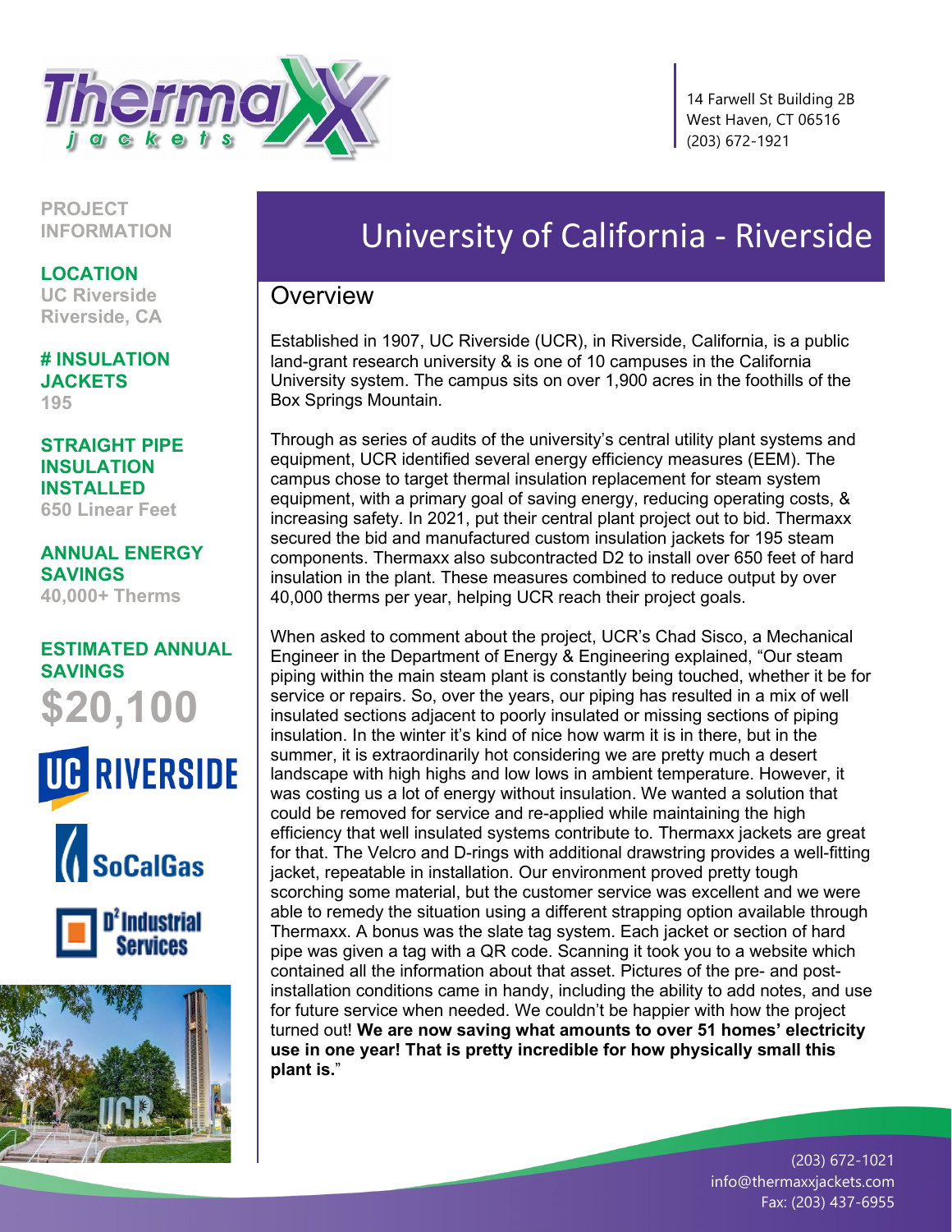14 Farwell St Building 2B
West Haven, CT 06516
(203) 672-1921

**PROJECT INFORMATION**

**LOCATION**
UC Riverside
Riverside, CA

**# INSULATION JACKETS**
195

**STRAIGHT PIPE INSULATION INSTALLED**
650 Linear Feet

**ANNUAL ENERGY SAVINGS**
40,000+ Therms

**ESTIMATED ANNUAL SAVINGS**
**$20,100**

# University of California - Riverside

## Overview

Established in 1907, UC Riverside (UCR), in Riverside, California, is a public land-grant research university & is one of 10 campuses in the California University system. The campus sits on over 1,900 acres in the foothills of the Box Springs Mountain.

Through as series of audits of the university's central utility plant systems and equipment, UCR identified several energy efficiency measures (EEM). The campus chose to target thermal insulation replacement for steam system equipment, with a primary goal of saving energy, reducing operating costs, & increasing safety. In 2021, put their central plant project out to bid. Thermaxx secured the bid and manufactured custom insulation jackets for 195 steam components. Thermaxx also subcontracted D2 to install over 650 feet of hard insulation in the plant. These measures combined to reduce output by over 40,000 therms per year, helping UCR reach their project goals.

When asked to comment about the project, UCR's Chad Sisco, a Mechanical Engineer in the Department of Energy & Engineering explained, "Our steam piping within the main steam plant is constantly being touched, whether it be for service or repairs. So, over the years, our piping has resulted in a mix of well insulated sections adjacent to poorly insulated or missing sections of piping insulation. In the winter it's kind of nice how warm it is in there, but in the summer, it is extraordinarily hot considering we are pretty much a desert landscape with high highs and low lows in ambient temperature. However, it was costing us a lot of energy without insulation. We wanted a solution that could be removed for service and re-applied while maintaining the high efficiency that well insulated systems contribute to. Thermaxx jackets are great for that. The Velcro and D-rings with additional drawstring provides a well-fitting jacket, repeatable in installation. Our environment proved pretty tough scorching some material, but the customer service was excellent and we were able to remedy the situation using a different strapping option available through Thermaxx. A bonus was the slate tag system. Each jacket or section of hard pipe was given a tag with a QR code. Scanning it took you to a website which contained all the information about that asset. Pictures of the pre- and post-installation conditions came in handy, including the ability to add notes, and use for future service when needed. We couldn't be happier with how the project turned out! **We are now saving what amounts to over 51 homes' electricity use in one year! That is pretty incredible for how physically small this plant is.**"

(203) 672-1021
info@thermaxxjackets.com
Fax: (203) 437-6955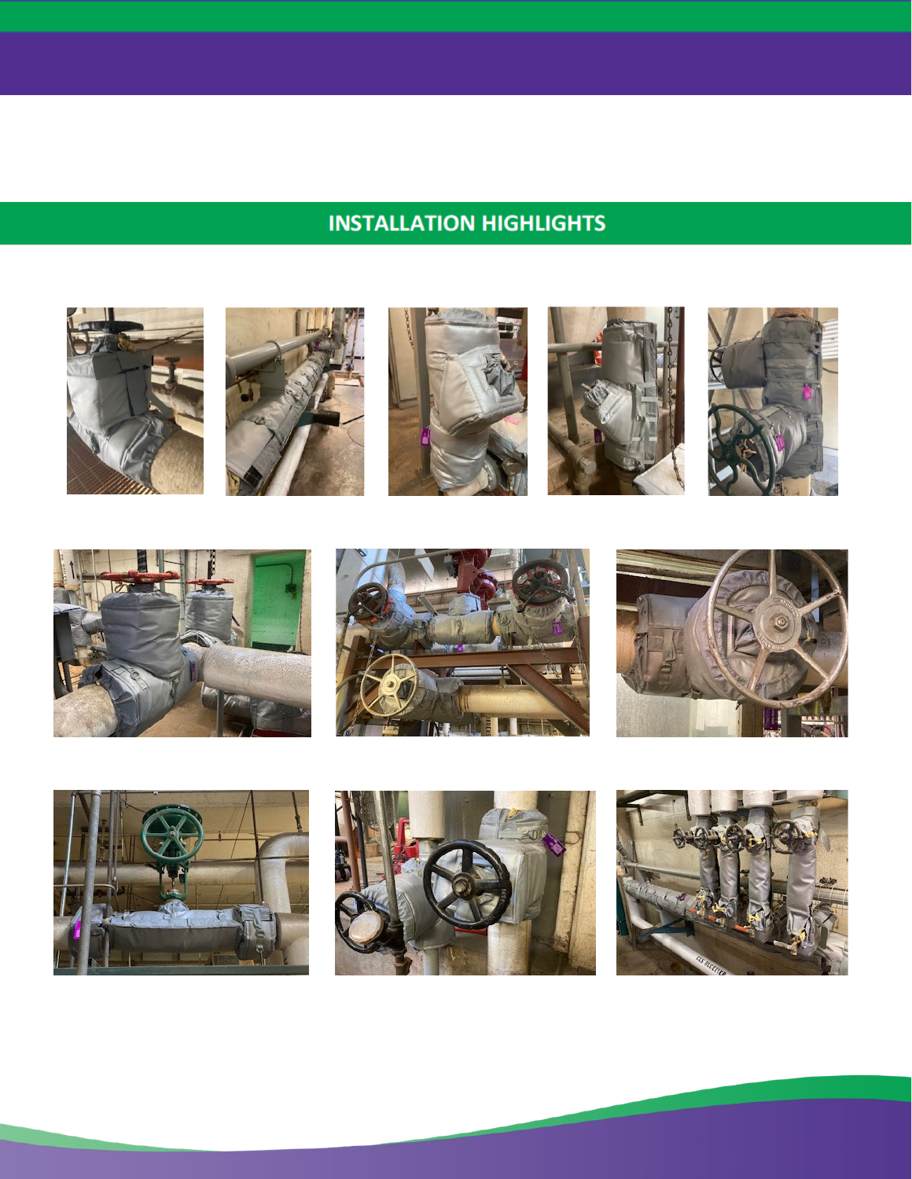## INSTALLATION HIGHLIGHTS